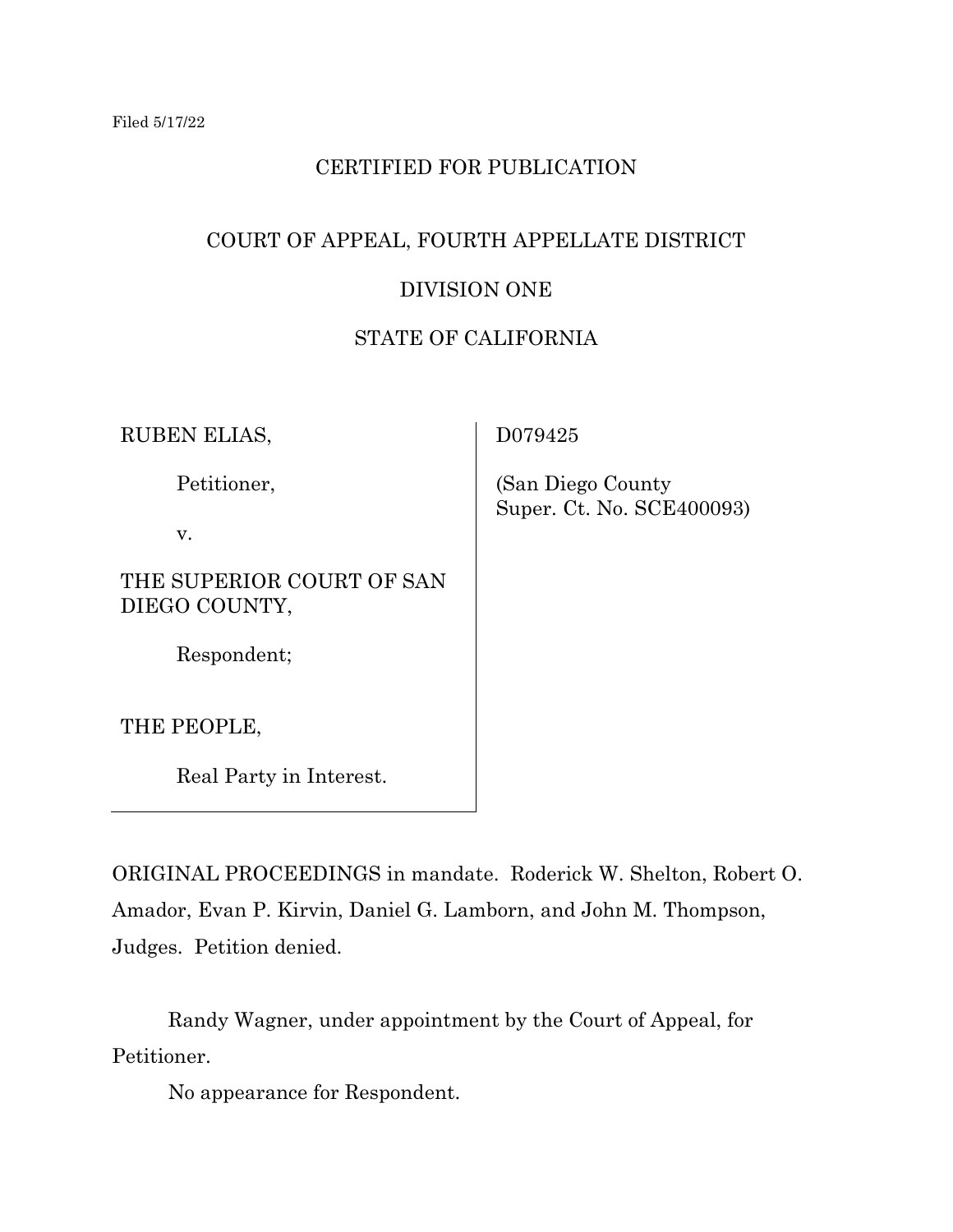Filed 5/17/22

CERTIFIED FOR PUBLICATION

COURT OF APPEAL, FOURTH APPELLATE DISTRICT

DIVISION ONE

STATE OF CALIFORNIA

| | |
|---|---|
| RUBEN ELIAS,<br><br>Petitioner,<br><br>v.<br><br>THE SUPERIOR COURT OF SAN DIEGO COUNTY,<br><br>Respondent;<br><br>THE PEOPLE,<br><br>Real Party in Interest. | D079425<br><br>(San Diego County Super. Ct. No. SCE400093) |

ORIGINAL PROCEEDINGS in mandate. Roderick W. Shelton, Robert O. Amador, Evan P. Kirvin, Daniel G. Lamborn, and John M. Thompson, Judges. Petition denied.

Randy Wagner, under appointment by the Court of Appeal, for Petitioner.

No appearance for Respondent.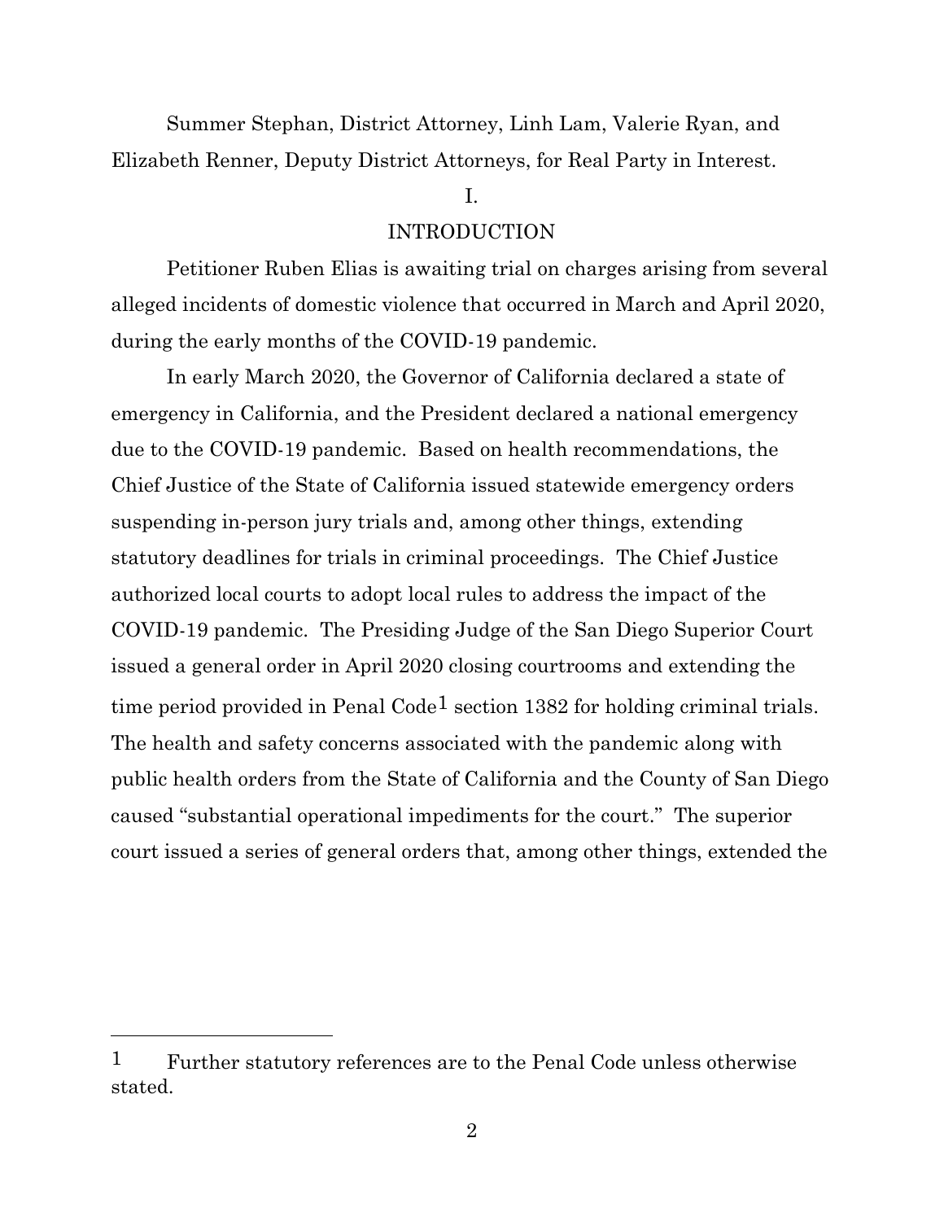Summer Stephan, District Attorney, Linh Lam, Valerie Ryan, and Elizabeth Renner, Deputy District Attorneys, for Real Party in Interest.

# I.

# INTRODUCTION

Petitioner Ruben Elias is awaiting trial on charges arising from several alleged incidents of domestic violence that occurred in March and April 2020, during the early months of the COVID-19 pandemic.

In early March 2020, the Governor of California declared a state of emergency in California, and the President declared a national emergency due to the COVID-19 pandemic. Based on health recommendations, the Chief Justice of the State of California issued statewide emergency orders suspending in-person jury trials and, among other things, extending statutory deadlines for trials in criminal proceedings. The Chief Justice authorized local courts to adopt local rules to address the impact of the COVID-19 pandemic. The Presiding Judge of the San Diego Superior Court issued a general order in April 2020 closing courtrooms and extending the time period provided in Penal Code[1] section 1382 for holding criminal trials. The health and safety concerns associated with the pandemic along with public health orders from the State of California and the County of San Diego caused "substantial operational impediments for the court." The superior court issued a series of general orders that, among other things, extended the

---

1 Further statutory references are to the Penal Code unless otherwise stated.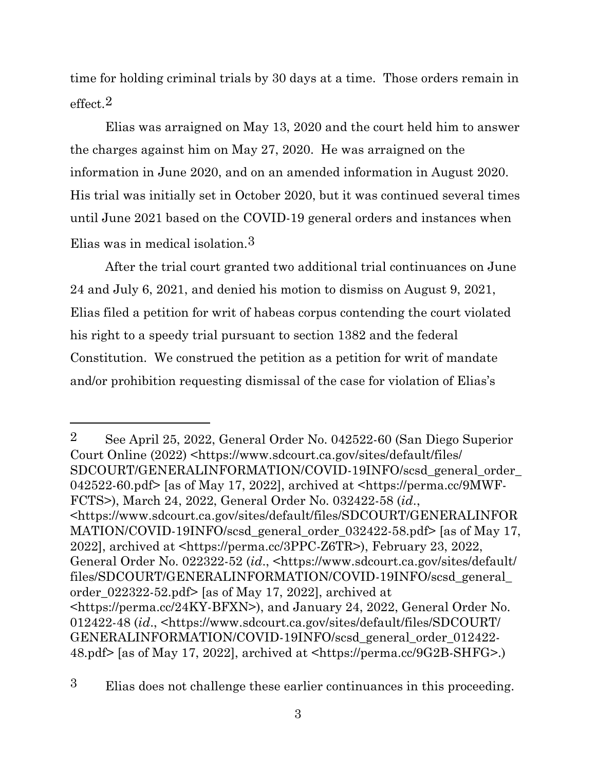time for holding criminal trials by 30 days at a time. Those orders remain in effect.[2]

Elias was arraigned on May 13, 2020 and the court held him to answer the charges against him on May 27, 2020. He was arraigned on the information in June 2020, and on an amended information in August 2020. His trial was initially set in October 2020, but it was continued several times until June 2021 based on the COVID-19 general orders and instances when Elias was in medical isolation.[3]

After the trial court granted two additional trial continuances on June 24 and July 6, 2021, and denied his motion to dismiss on August 9, 2021, Elias filed a petition for writ of habeas corpus contending the court violated his right to a speedy trial pursuant to section 1382 and the federal Constitution. We construed the petition as a petition for writ of mandate and/or prohibition requesting dismissal of the case for violation of Elias's

---

[2] See April 25, 2022, General Order No. 042522-60 (San Diego Superior Court Online (2022) <https://www.sdcourt.ca.gov/sites/default/files/SDCOURT/GENERALINFORMATION/COVID-19INFO/scsd_general_order_042522-60.pdf> [as of May 17, 2022], archived at <https://perma.cc/9MWF-FCTS>), March 24, 2022, General Order No. 032422-58 (*id.*, <https://www.sdcourt.ca.gov/sites/default/files/SDCOURT/GENERALINFORMATION/COVID-19INFO/scsd_general_order_032422-58.pdf> [as of May 17, 2022], archived at <https://perma.cc/3PPC-Z6TR>), February 23, 2022, General Order No. 022322-52 (*id.*, <https://www.sdcourt.ca.gov/sites/default/files/SDCOURT/GENERALINFORMATION/COVID-19INFO/scsd_general_order_022322-52.pdf> [as of May 17, 2022], archived at <https://perma.cc/24KY-BFXN>), and January 24, 2022, General Order No. 012422-48 (*id.*, <https://www.sdcourt.ca.gov/sites/default/files/SDCOURT/GENERALINFORMATION/COVID-19INFO/scsd_general_order_012422-48.pdf> [as of May 17, 2022], archived at <https://perma.cc/9G2B-SHFG>.)

[3] Elias does not challenge these earlier continuances in this proceeding.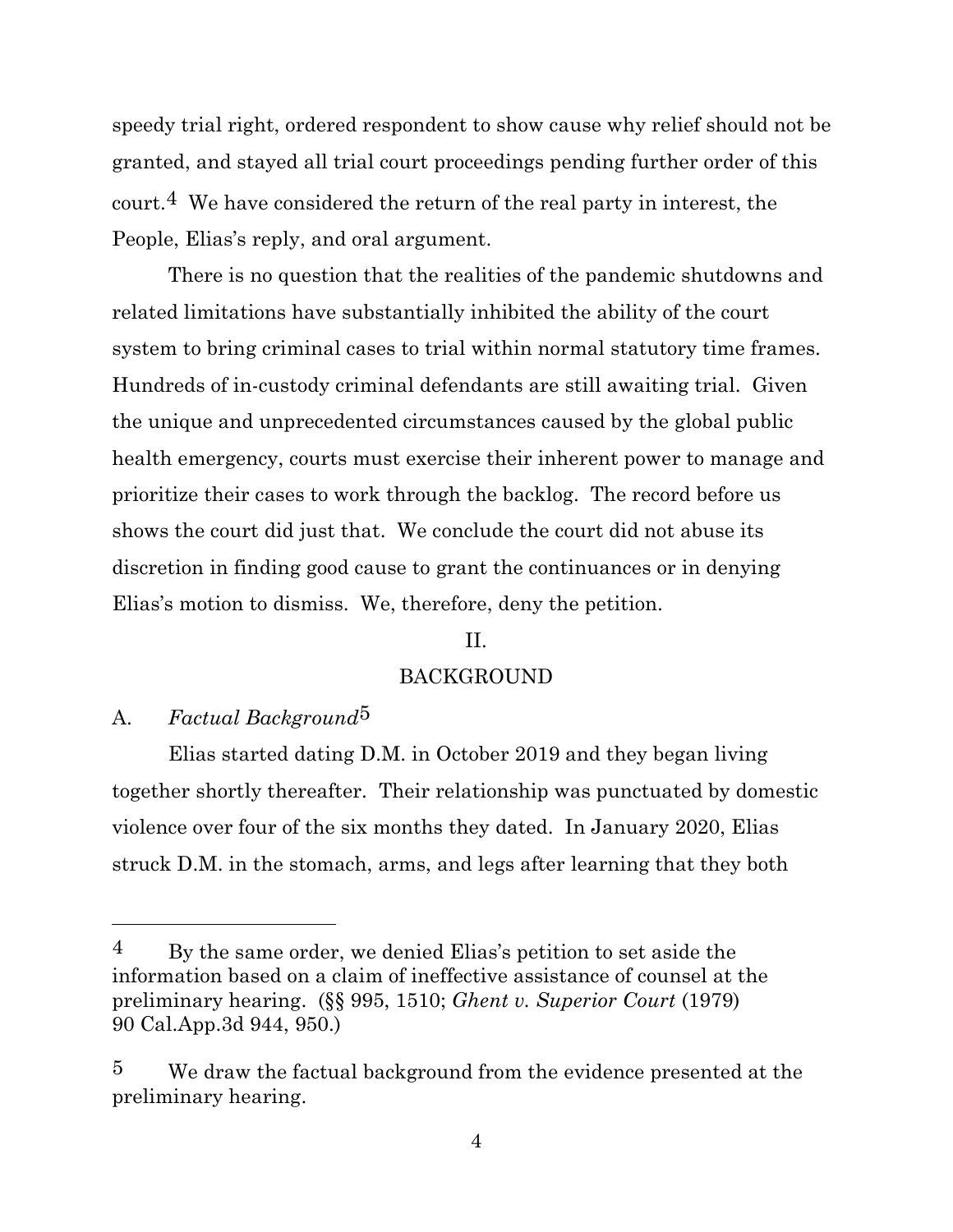speedy trial right, ordered respondent to show cause why relief should not be granted, and stayed all trial court proceedings pending further order of this court.[4] We have considered the return of the real party in interest, the People, Elias's reply, and oral argument.

There is no question that the realities of the pandemic shutdowns and related limitations have substantially inhibited the ability of the court system to bring criminal cases to trial within normal statutory time frames. Hundreds of in-custody criminal defendants are still awaiting trial. Given the unique and unprecedented circumstances caused by the global public health emergency, courts must exercise their inherent power to manage and prioritize their cases to work through the backlog. The record before us shows the court did just that. We conclude the court did not abuse its discretion in finding good cause to grant the continuances or in denying Elias's motion to dismiss. We, therefore, deny the petition.

## II.

## BACKGROUND

### A. *Factual Background*[5]

Elias started dating D.M. in October 2019 and they began living together shortly thereafter. Their relationship was punctuated by domestic violence over four of the six months they dated. In January 2020, Elias struck D.M. in the stomach, arms, and legs after learning that they both

---

[4] By the same order, we denied Elias's petition to set aside the information based on a claim of ineffective assistance of counsel at the preliminary hearing. (§§ 995, 1510; *Ghent v. Superior Court* (1979) 90 Cal.App.3d 944, 950.)

[5] We draw the factual background from the evidence presented at the preliminary hearing.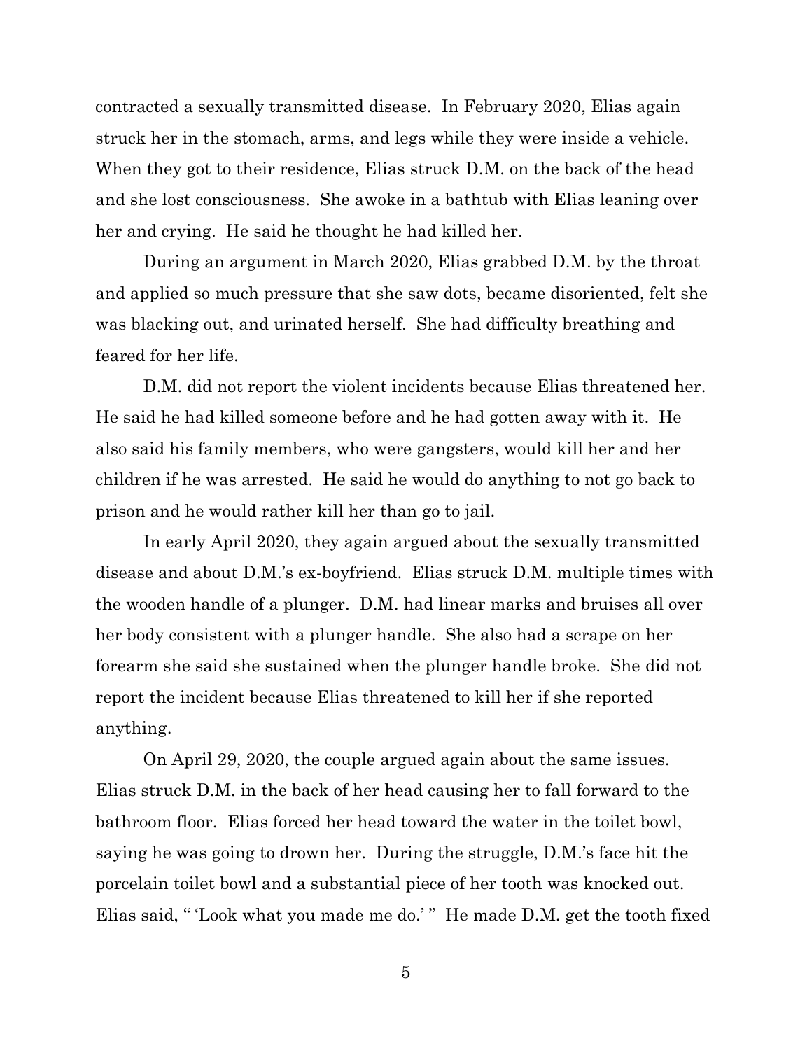contracted a sexually transmitted disease. In February 2020, Elias again struck her in the stomach, arms, and legs while they were inside a vehicle. When they got to their residence, Elias struck D.M. on the back of the head and she lost consciousness. She awoke in a bathtub with Elias leaning over her and crying. He said he thought he had killed her.

During an argument in March 2020, Elias grabbed D.M. by the throat and applied so much pressure that she saw dots, became disoriented, felt she was blacking out, and urinated herself. She had difficulty breathing and feared for her life.

D.M. did not report the violent incidents because Elias threatened her. He said he had killed someone before and he had gotten away with it. He also said his family members, who were gangsters, would kill her and her children if he was arrested. He said he would do anything to not go back to prison and he would rather kill her than go to jail.

In early April 2020, they again argued about the sexually transmitted disease and about D.M.'s ex-boyfriend. Elias struck D.M. multiple times with the wooden handle of a plunger. D.M. had linear marks and bruises all over her body consistent with a plunger handle. She also had a scrape on her forearm she said she sustained when the plunger handle broke. She did not report the incident because Elias threatened to kill her if she reported anything.

On April 29, 2020, the couple argued again about the same issues. Elias struck D.M. in the back of her head causing her to fall forward to the bathroom floor. Elias forced her head toward the water in the toilet bowl, saying he was going to drown her. During the struggle, D.M.'s face hit the porcelain toilet bowl and a substantial piece of her tooth was knocked out. Elias said, " 'Look what you made me do.' " He made D.M. get the tooth fixed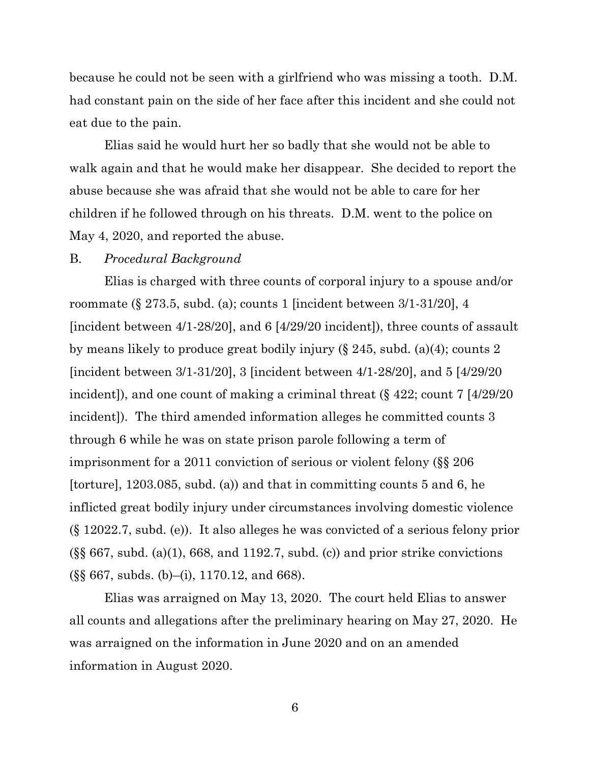because he could not be seen with a girlfriend who was missing a tooth. D.M. had constant pain on the side of her face after this incident and she could not eat due to the pain.

Elias said he would hurt her so badly that she would not be able to walk again and that he would make her disappear. She decided to report the abuse because she was afraid that she would not be able to care for her children if he followed through on his threats. D.M. went to the police on May 4, 2020, and reported the abuse.

B. *Procedural Background*

Elias is charged with three counts of corporal injury to a spouse and/or roommate (§ 273.5, subd. (a); counts 1 [incident between 3/1-31/20], 4 [incident between 4/1-28/20], and 6 [4/29/20 incident]), three counts of assault by means likely to produce great bodily injury (§ 245, subd. (a)(4); counts 2 [incident between 3/1-31/20], 3 [incident between 4/1-28/20], and 5 [4/29/20 incident]), and one count of making a criminal threat (§ 422; count 7 [4/29/20 incident]). The third amended information alleges he committed counts 3 through 6 while he was on state prison parole following a term of imprisonment for a 2011 conviction of serious or violent felony (§§ 206 [torture], 1203.085, subd. (a)) and that in committing counts 5 and 6, he inflicted great bodily injury under circumstances involving domestic violence (§ 12022.7, subd. (e)). It also alleges he was convicted of a serious felony prior (§§ 667, subd. (a)(1), 668, and 1192.7, subd. (c)) and prior strike convictions (§§ 667, subds. (b)–(i), 1170.12, and 668).

Elias was arraigned on May 13, 2020. The court held Elias to answer all counts and allegations after the preliminary hearing on May 27, 2020. He was arraigned on the information in June 2020 and on an amended information in August 2020.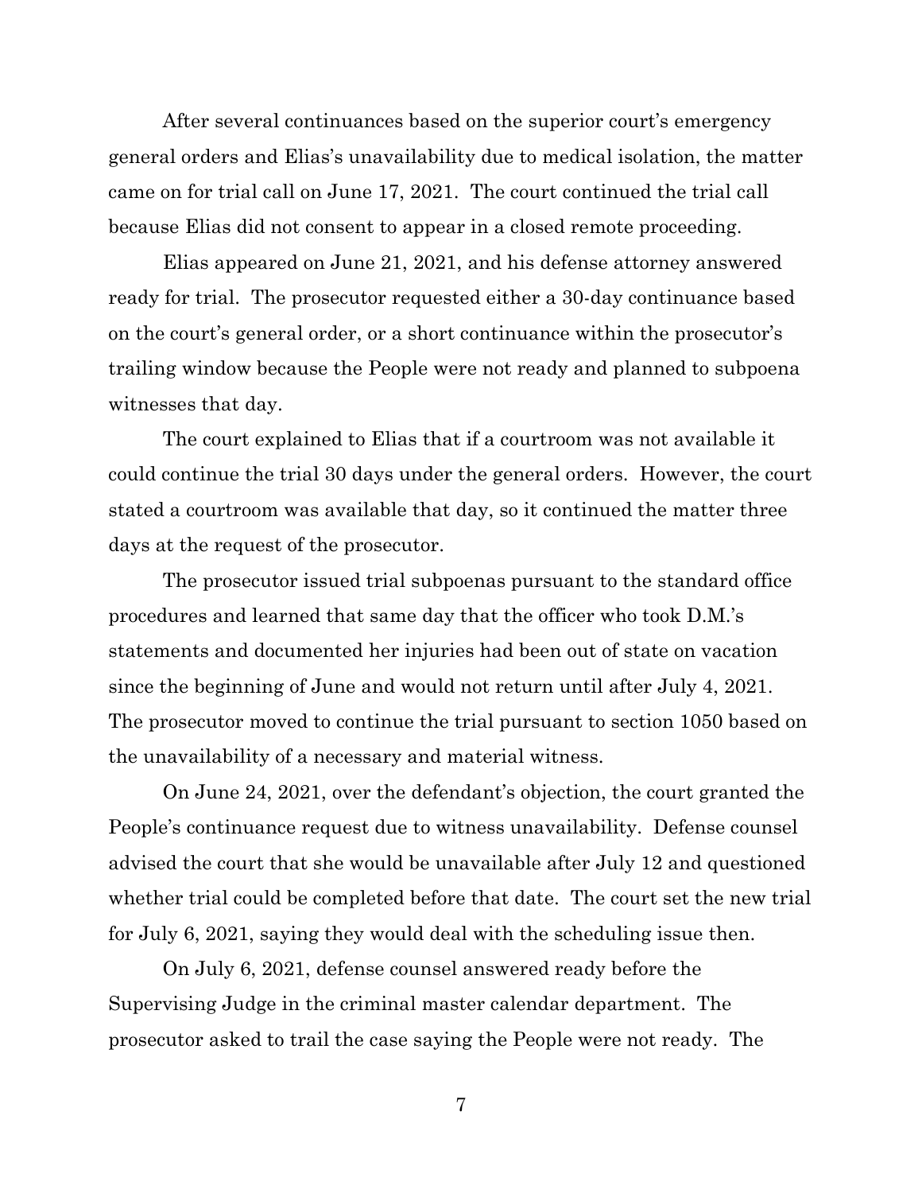After several continuances based on the superior court's emergency general orders and Elias's unavailability due to medical isolation, the matter came on for trial call on June 17, 2021. The court continued the trial call because Elias did not consent to appear in a closed remote proceeding.

Elias appeared on June 21, 2021, and his defense attorney answered ready for trial. The prosecutor requested either a 30-day continuance based on the court's general order, or a short continuance within the prosecutor's trailing window because the People were not ready and planned to subpoena witnesses that day.

The court explained to Elias that if a courtroom was not available it could continue the trial 30 days under the general orders. However, the court stated a courtroom was available that day, so it continued the matter three days at the request of the prosecutor.

The prosecutor issued trial subpoenas pursuant to the standard office procedures and learned that same day that the officer who took D.M.'s statements and documented her injuries had been out of state on vacation since the beginning of June and would not return until after July 4, 2021. The prosecutor moved to continue the trial pursuant to section 1050 based on the unavailability of a necessary and material witness.

On June 24, 2021, over the defendant's objection, the court granted the People's continuance request due to witness unavailability. Defense counsel advised the court that she would be unavailable after July 12 and questioned whether trial could be completed before that date. The court set the new trial for July 6, 2021, saying they would deal with the scheduling issue then.

On July 6, 2021, defense counsel answered ready before the Supervising Judge in the criminal master calendar department. The prosecutor asked to trail the case saying the People were not ready. The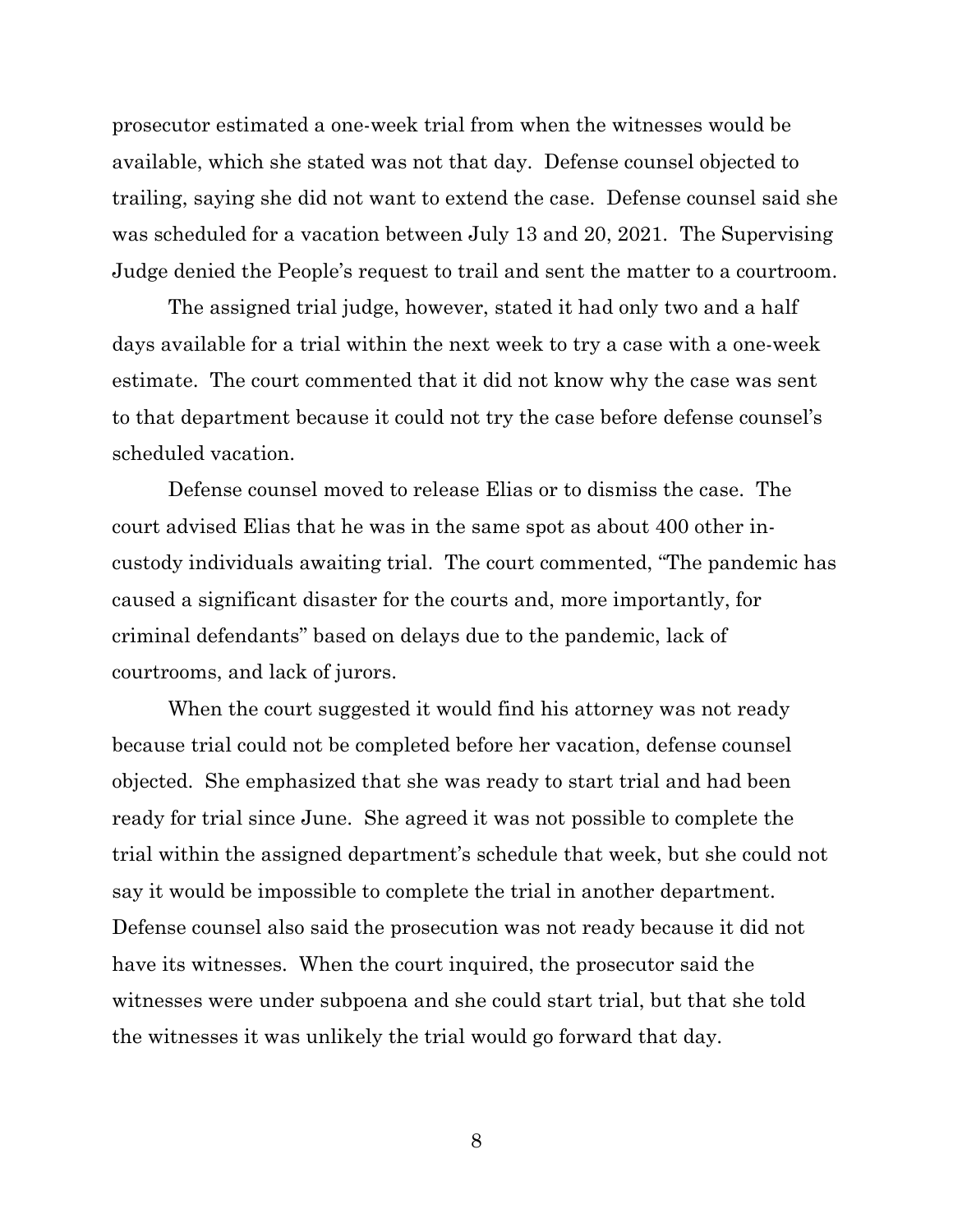prosecutor estimated a one-week trial from when the witnesses would be available, which she stated was not that day. Defense counsel objected to trailing, saying she did not want to extend the case. Defense counsel said she was scheduled for a vacation between July 13 and 20, 2021. The Supervising Judge denied the People's request to trail and sent the matter to a courtroom.

The assigned trial judge, however, stated it had only two and a half days available for a trial within the next week to try a case with a one-week estimate. The court commented that it did not know why the case was sent to that department because it could not try the case before defense counsel's scheduled vacation.

Defense counsel moved to release Elias or to dismiss the case. The court advised Elias that he was in the same spot as about 400 other in-custody individuals awaiting trial. The court commented, "The pandemic has caused a significant disaster for the courts and, more importantly, for criminal defendants" based on delays due to the pandemic, lack of courtrooms, and lack of jurors.

When the court suggested it would find his attorney was not ready because trial could not be completed before her vacation, defense counsel objected. She emphasized that she was ready to start trial and had been ready for trial since June. She agreed it was not possible to complete the trial within the assigned department's schedule that week, but she could not say it would be impossible to complete the trial in another department. Defense counsel also said the prosecution was not ready because it did not have its witnesses. When the court inquired, the prosecutor said the witnesses were under subpoena and she could start trial, but that she told the witnesses it was unlikely the trial would go forward that day.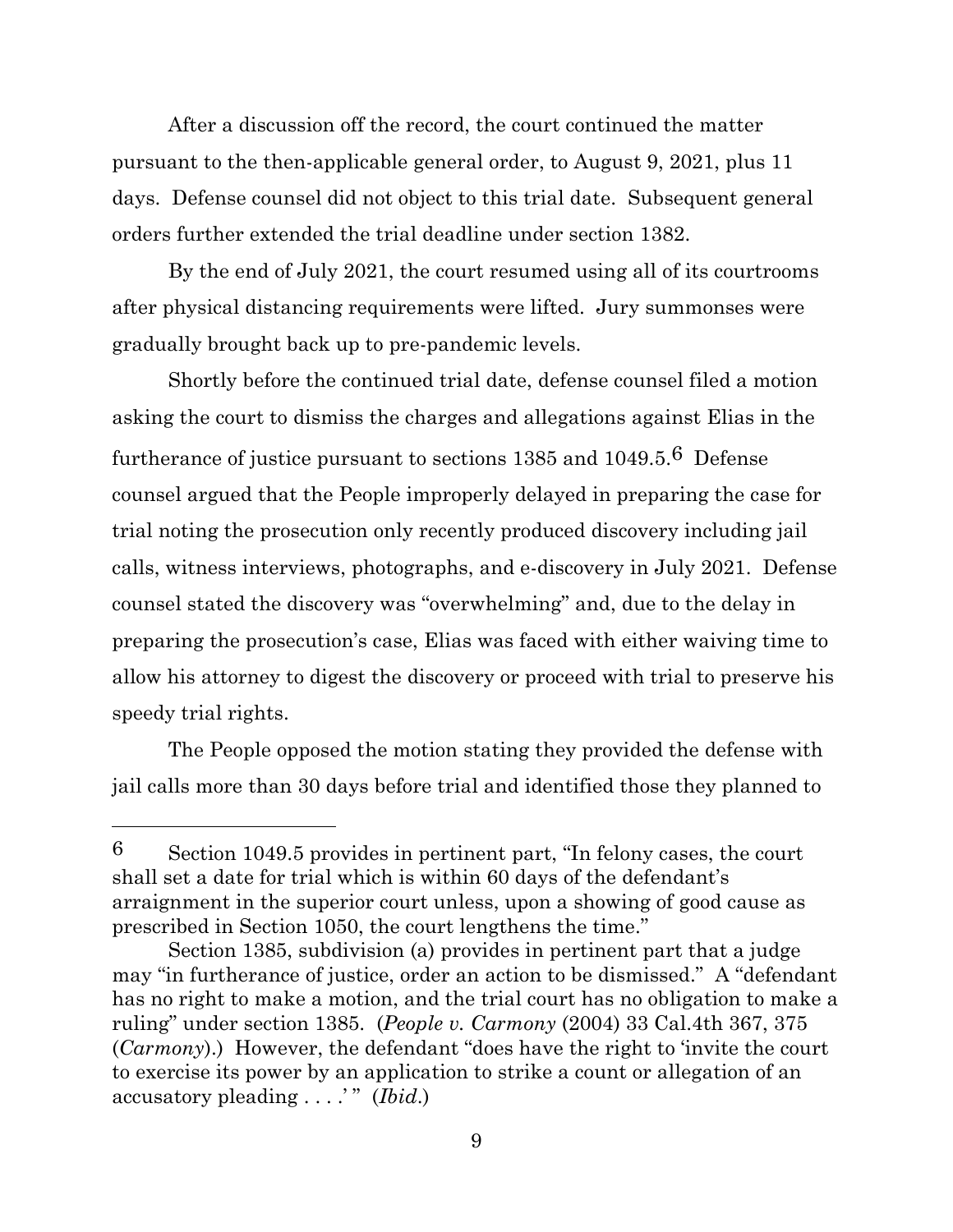After a discussion off the record, the court continued the matter pursuant to the then-applicable general order, to August 9, 2021, plus 11 days. Defense counsel did not object to this trial date. Subsequent general orders further extended the trial deadline under section 1382.

By the end of July 2021, the court resumed using all of its courtrooms after physical distancing requirements were lifted. Jury summonses were gradually brought back up to pre-pandemic levels.

Shortly before the continued trial date, defense counsel filed a motion asking the court to dismiss the charges and allegations against Elias in the furtherance of justice pursuant to sections 1385 and 1049.5.[6] Defense counsel argued that the People improperly delayed in preparing the case for trial noting the prosecution only recently produced discovery including jail calls, witness interviews, photographs, and e-discovery in July 2021. Defense counsel stated the discovery was "overwhelming" and, due to the delay in preparing the prosecution's case, Elias was faced with either waiving time to allow his attorney to digest the discovery or proceed with trial to preserve his speedy trial rights.

The People opposed the motion stating they provided the defense with jail calls more than 30 days before trial and identified those they planned to

---

[6] Section 1049.5 provides in pertinent part, "In felony cases, the court shall set a date for trial which is within 60 days of the defendant's arraignment in the superior court unless, upon a showing of good cause as prescribed in Section 1050, the court lengthens the time."

Section 1385, subdivision (a) provides in pertinent part that a judge may "in furtherance of justice, order an action to be dismissed." A "defendant has no right to make a motion, and the trial court has no obligation to make a ruling" under section 1385. (*People v. Carmony* (2004) 33 Cal.4th 367, 375 (*Carmony*).) However, the defendant "does have the right to 'invite the court to exercise its power by an application to strike a count or allegation of an accusatory pleading . . . .' " (*Ibid*.)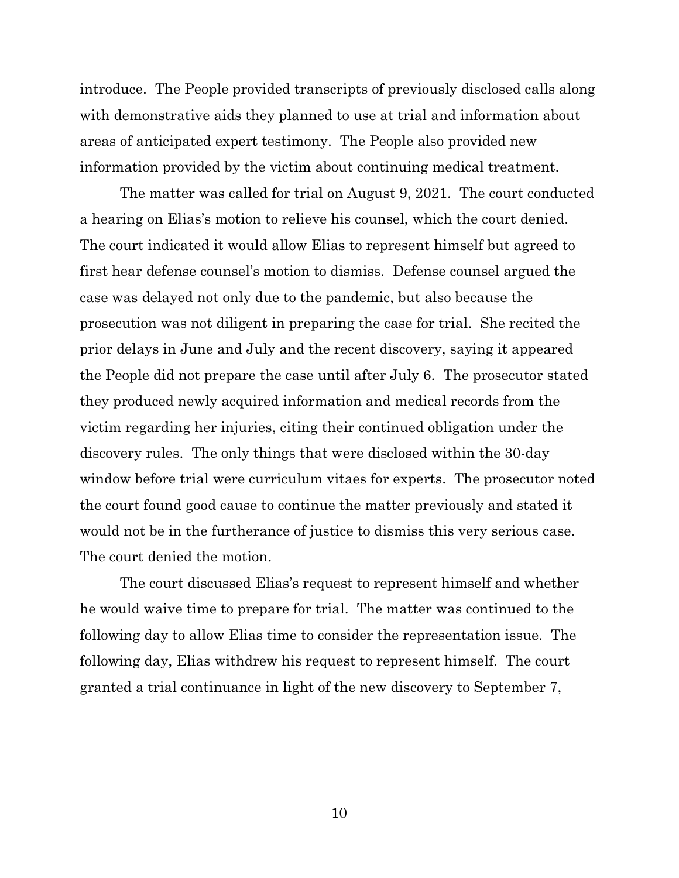introduce. The People provided transcripts of previously disclosed calls along with demonstrative aids they planned to use at trial and information about areas of anticipated expert testimony. The People also provided new information provided by the victim about continuing medical treatment.

The matter was called for trial on August 9, 2021. The court conducted a hearing on Elias's motion to relieve his counsel, which the court denied. The court indicated it would allow Elias to represent himself but agreed to first hear defense counsel's motion to dismiss. Defense counsel argued the case was delayed not only due to the pandemic, but also because the prosecution was not diligent in preparing the case for trial. She recited the prior delays in June and July and the recent discovery, saying it appeared the People did not prepare the case until after July 6. The prosecutor stated they produced newly acquired information and medical records from the victim regarding her injuries, citing their continued obligation under the discovery rules. The only things that were disclosed within the 30-day window before trial were curriculum vitaes for experts. The prosecutor noted the court found good cause to continue the matter previously and stated it would not be in the furtherance of justice to dismiss this very serious case. The court denied the motion.

The court discussed Elias's request to represent himself and whether he would waive time to prepare for trial. The matter was continued to the following day to allow Elias time to consider the representation issue. The following day, Elias withdrew his request to represent himself. The court granted a trial continuance in light of the new discovery to September 7,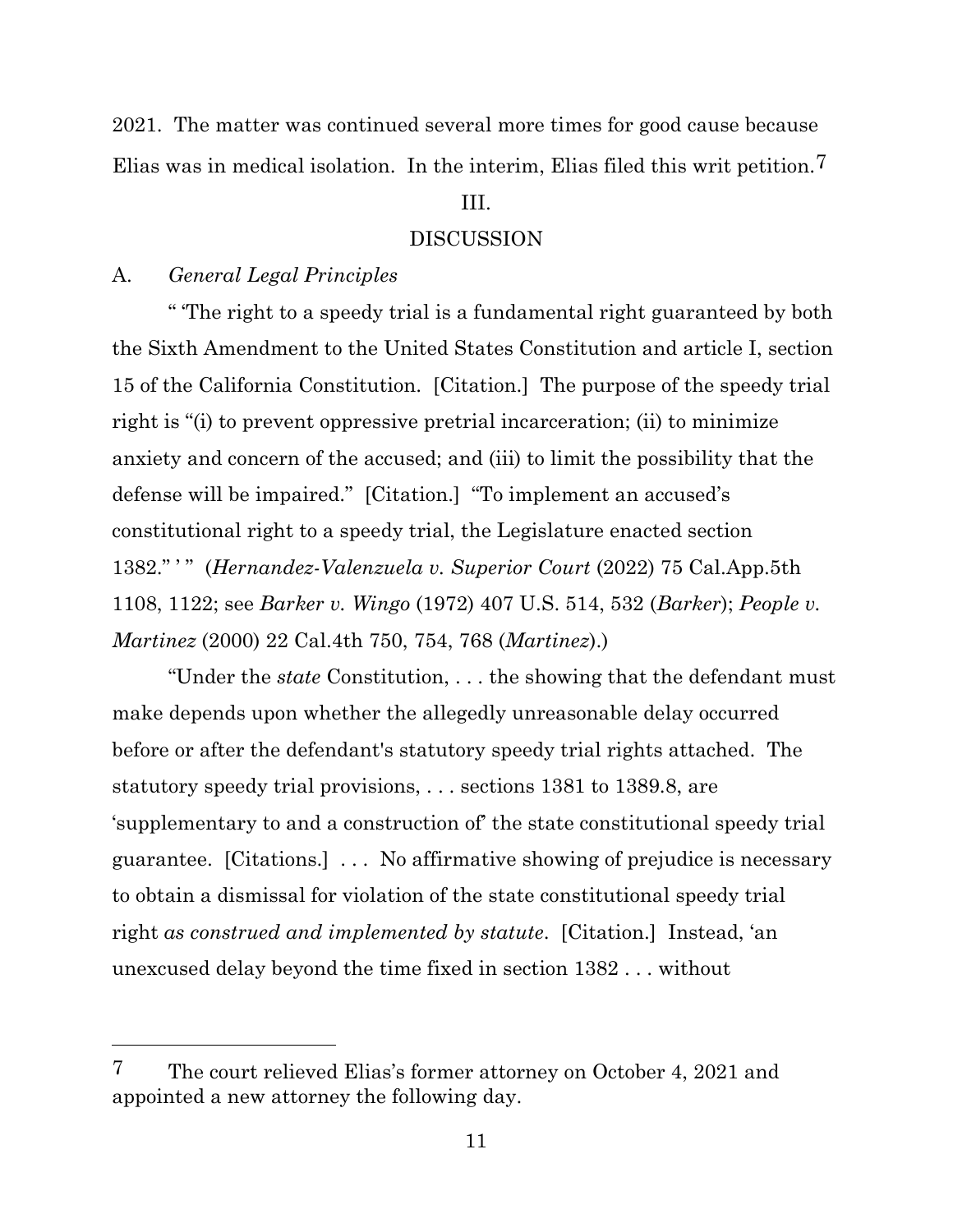2021. The matter was continued several more times for good cause because Elias was in medical isolation. In the interim, Elias filed this writ petition.[7]

## III.

## DISCUSSION

### A. *General Legal Principles*

" 'The right to a speedy trial is a fundamental right guaranteed by both the Sixth Amendment to the United States Constitution and article I, section 15 of the California Constitution. [Citation.] The purpose of the speedy trial right is "(i) to prevent oppressive pretrial incarceration; (ii) to minimize anxiety and concern of the accused; and (iii) to limit the possibility that the defense will be impaired." [Citation.] "To implement an accused's constitutional right to a speedy trial, the Legislature enacted section 1382." ' " (*Hernandez-Valenzuela v. Superior Court* (2022) 75 Cal.App.5th 1108, 1122; see *Barker v. Wingo* (1972) 407 U.S. 514, 532 (*Barker*); *People v. Martinez* (2000) 22 Cal.4th 750, 754, 768 (*Martinez*).)

"Under the *state* Constitution, . . . the showing that the defendant must make depends upon whether the allegedly unreasonable delay occurred before or after the defendant's statutory speedy trial rights attached. The statutory speedy trial provisions, . . . sections 1381 to 1389.8, are 'supplementary to and a construction of' the state constitutional speedy trial guarantee. [Citations.] . . . No affirmative showing of prejudice is necessary to obtain a dismissal for violation of the state constitutional speedy trial right *as construed and implemented by statute*. [Citation.] Instead, 'an unexcused delay beyond the time fixed in section 1382 . . . without

---

[7] The court relieved Elias's former attorney on October 4, 2021 and appointed a new attorney the following day.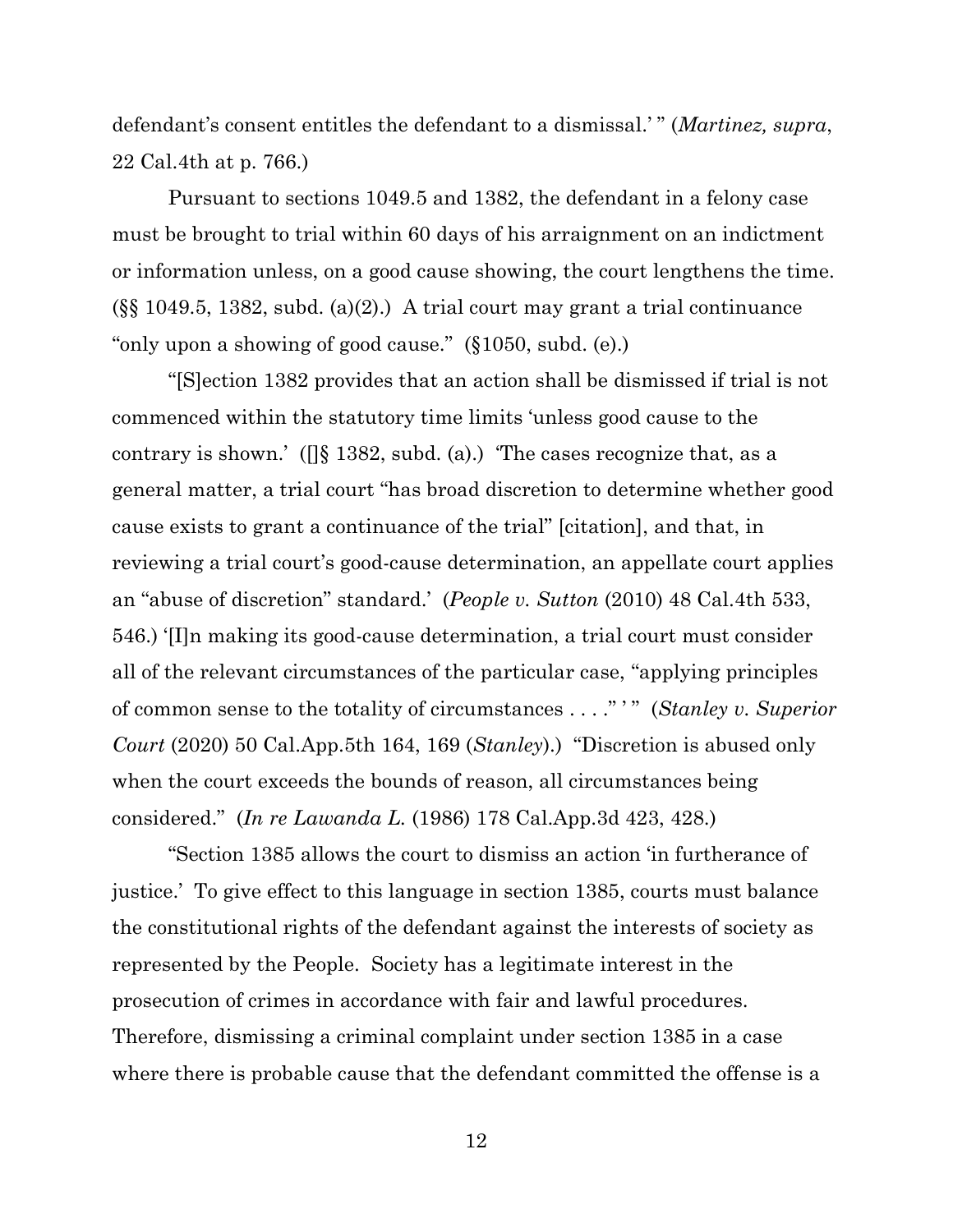defendant's consent entitles the defendant to a dismissal.' " (*Martinez, supra*, 22 Cal.4th at p. 766.)

Pursuant to sections 1049.5 and 1382, the defendant in a felony case must be brought to trial within 60 days of his arraignment on an indictment or information unless, on a good cause showing, the court lengthens the time. (§§ 1049.5, 1382, subd. (a)(2).) A trial court may grant a trial continuance "only upon a showing of good cause." (§1050, subd. (e).)

"[S]ection 1382 provides that an action shall be dismissed if trial is not commenced within the statutory time limits 'unless good cause to the contrary is shown.' ([]§ 1382, subd. (a).) 'The cases recognize that, as a general matter, a trial court "has broad discretion to determine whether good cause exists to grant a continuance of the trial" [citation], and that, in reviewing a trial court's good-cause determination, an appellate court applies an "abuse of discretion" standard.' (*People v. Sutton* (2010) 48 Cal.4th 533, 546.) '[I]n making its good-cause determination, a trial court must consider all of the relevant circumstances of the particular case, "applying principles of common sense to the totality of circumstances . . . ." ' " (*Stanley v. Superior Court* (2020) 50 Cal.App.5th 164, 169 (*Stanley*).) "Discretion is abused only when the court exceeds the bounds of reason, all circumstances being considered." (*In re Lawanda L.* (1986) 178 Cal.App.3d 423, 428.)

"Section 1385 allows the court to dismiss an action 'in furtherance of justice.' To give effect to this language in section 1385, courts must balance the constitutional rights of the defendant against the interests of society as represented by the People. Society has a legitimate interest in the prosecution of crimes in accordance with fair and lawful procedures. Therefore, dismissing a criminal complaint under section 1385 in a case where there is probable cause that the defendant committed the offense is a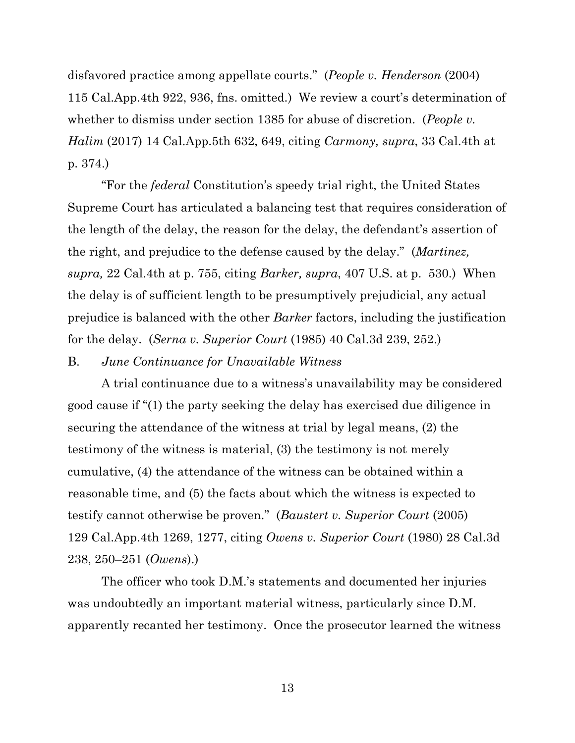disfavored practice among appellate courts." (*People v. Henderson* (2004) 115 Cal.App.4th 922, 936, fns. omitted.) We review a court's determination of whether to dismiss under section 1385 for abuse of discretion. (*People v. Halim* (2017) 14 Cal.App.5th 632, 649, citing *Carmony, supra*, 33 Cal.4th at p. 374.)

"For the *federal* Constitution's speedy trial right, the United States Supreme Court has articulated a balancing test that requires consideration of the length of the delay, the reason for the delay, the defendant's assertion of the right, and prejudice to the defense caused by the delay." (*Martinez, supra,* 22 Cal.4th at p. 755, citing *Barker, supra*, 407 U.S. at p. 530.) When the delay is of sufficient length to be presumptively prejudicial, any actual prejudice is balanced with the other *Barker* factors, including the justification for the delay. (*Serna v. Superior Court* (1985) 40 Cal.3d 239, 252.)

B. *June Continuance for Unavailable Witness*

A trial continuance due to a witness's unavailability may be considered good cause if "(1) the party seeking the delay has exercised due diligence in securing the attendance of the witness at trial by legal means, (2) the testimony of the witness is material, (3) the testimony is not merely cumulative, (4) the attendance of the witness can be obtained within a reasonable time, and (5) the facts about which the witness is expected to testify cannot otherwise be proven." (*Baustert v. Superior Court* (2005) 129 Cal.App.4th 1269, 1277, citing *Owens v. Superior Court* (1980) 28 Cal.3d 238, 250–251 (*Owens*).)

The officer who took D.M.'s statements and documented her injuries was undoubtedly an important material witness, particularly since D.M. apparently recanted her testimony. Once the prosecutor learned the witness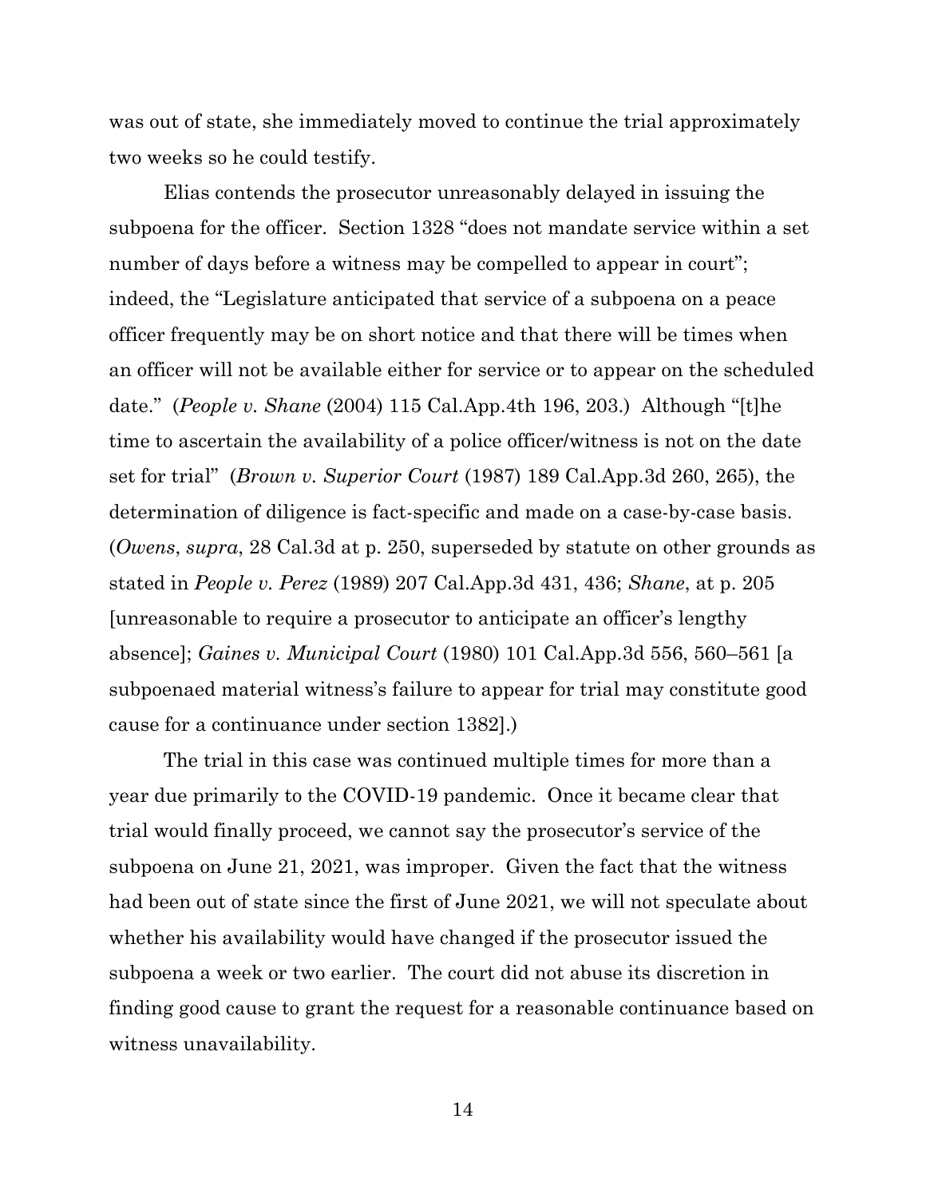was out of state, she immediately moved to continue the trial approximately two weeks so he could testify.

Elias contends the prosecutor unreasonably delayed in issuing the subpoena for the officer. Section 1328 "does not mandate service within a set number of days before a witness may be compelled to appear in court"; indeed, the "Legislature anticipated that service of a subpoena on a peace officer frequently may be on short notice and that there will be times when an officer will not be available either for service or to appear on the scheduled date." (*People v. Shane* (2004) 115 Cal.App.4th 196, 203.) Although "[t]he time to ascertain the availability of a police officer/witness is not on the date set for trial" (*Brown v. Superior Court* (1987) 189 Cal.App.3d 260, 265), the determination of diligence is fact-specific and made on a case-by-case basis. (*Owens*, *supra*, 28 Cal.3d at p. 250, superseded by statute on other grounds as stated in *People v. Perez* (1989) 207 Cal.App.3d 431, 436; *Shane*, at p. 205 [unreasonable to require a prosecutor to anticipate an officer's lengthy absence]; *Gaines v. Municipal Court* (1980) 101 Cal.App.3d 556, 560–561 [a subpoenaed material witness's failure to appear for trial may constitute good cause for a continuance under section 1382].)

The trial in this case was continued multiple times for more than a year due primarily to the COVID-19 pandemic. Once it became clear that trial would finally proceed, we cannot say the prosecutor's service of the subpoena on June 21, 2021, was improper. Given the fact that the witness had been out of state since the first of June 2021, we will not speculate about whether his availability would have changed if the prosecutor issued the subpoena a week or two earlier. The court did not abuse its discretion in finding good cause to grant the request for a reasonable continuance based on witness unavailability.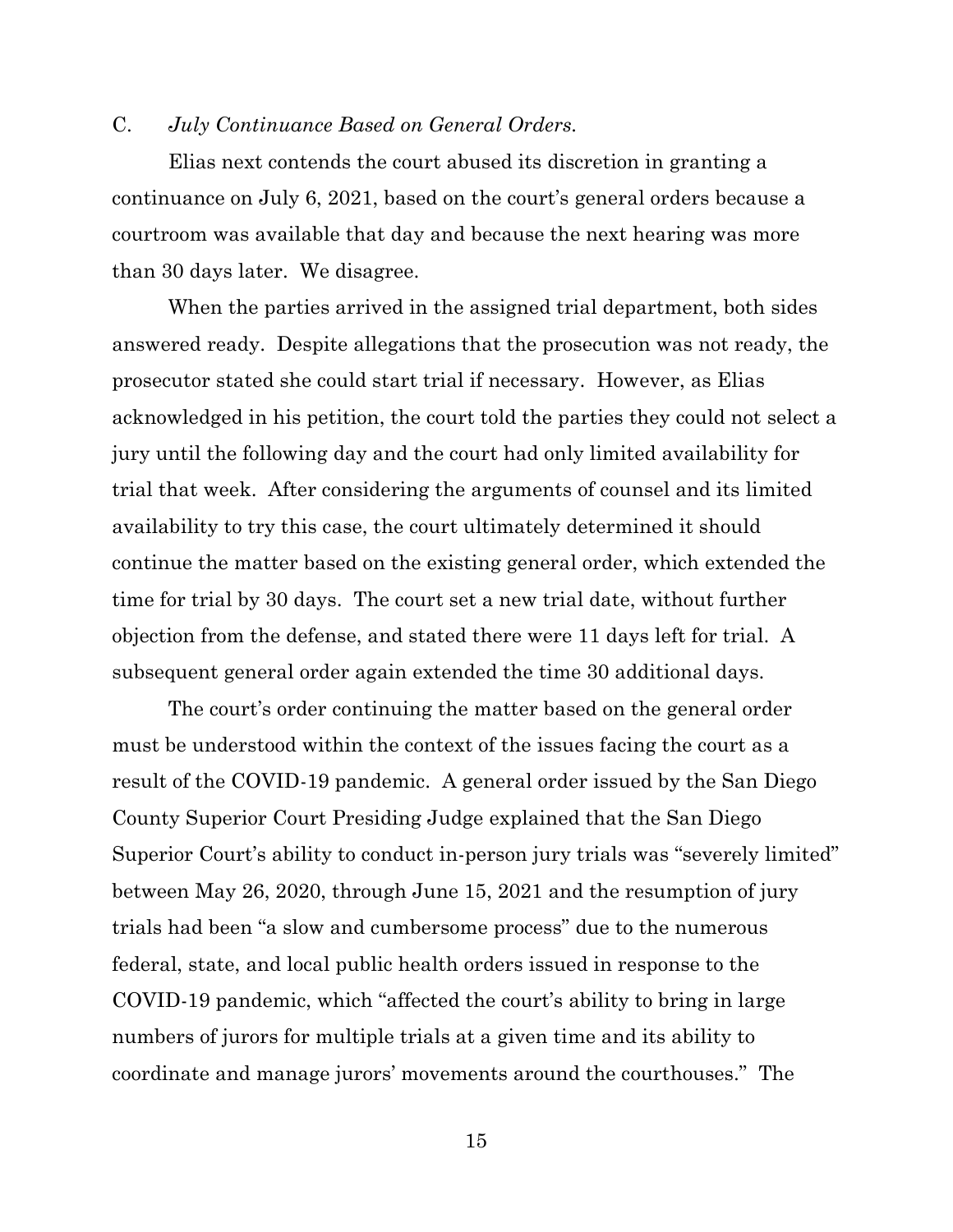C. *July Continuance Based on General Orders.*

Elias next contends the court abused its discretion in granting a continuance on July 6, 2021, based on the court's general orders because a courtroom was available that day and because the next hearing was more than 30 days later. We disagree.

When the parties arrived in the assigned trial department, both sides answered ready. Despite allegations that the prosecution was not ready, the prosecutor stated she could start trial if necessary. However, as Elias acknowledged in his petition, the court told the parties they could not select a jury until the following day and the court had only limited availability for trial that week. After considering the arguments of counsel and its limited availability to try this case, the court ultimately determined it should continue the matter based on the existing general order, which extended the time for trial by 30 days. The court set a new trial date, without further objection from the defense, and stated there were 11 days left for trial. A subsequent general order again extended the time 30 additional days.

The court's order continuing the matter based on the general order must be understood within the context of the issues facing the court as a result of the COVID-19 pandemic. A general order issued by the San Diego County Superior Court Presiding Judge explained that the San Diego Superior Court's ability to conduct in-person jury trials was "severely limited" between May 26, 2020, through June 15, 2021 and the resumption of jury trials had been "a slow and cumbersome process" due to the numerous federal, state, and local public health orders issued in response to the COVID-19 pandemic, which "affected the court's ability to bring in large numbers of jurors for multiple trials at a given time and its ability to coordinate and manage jurors' movements around the courthouses." The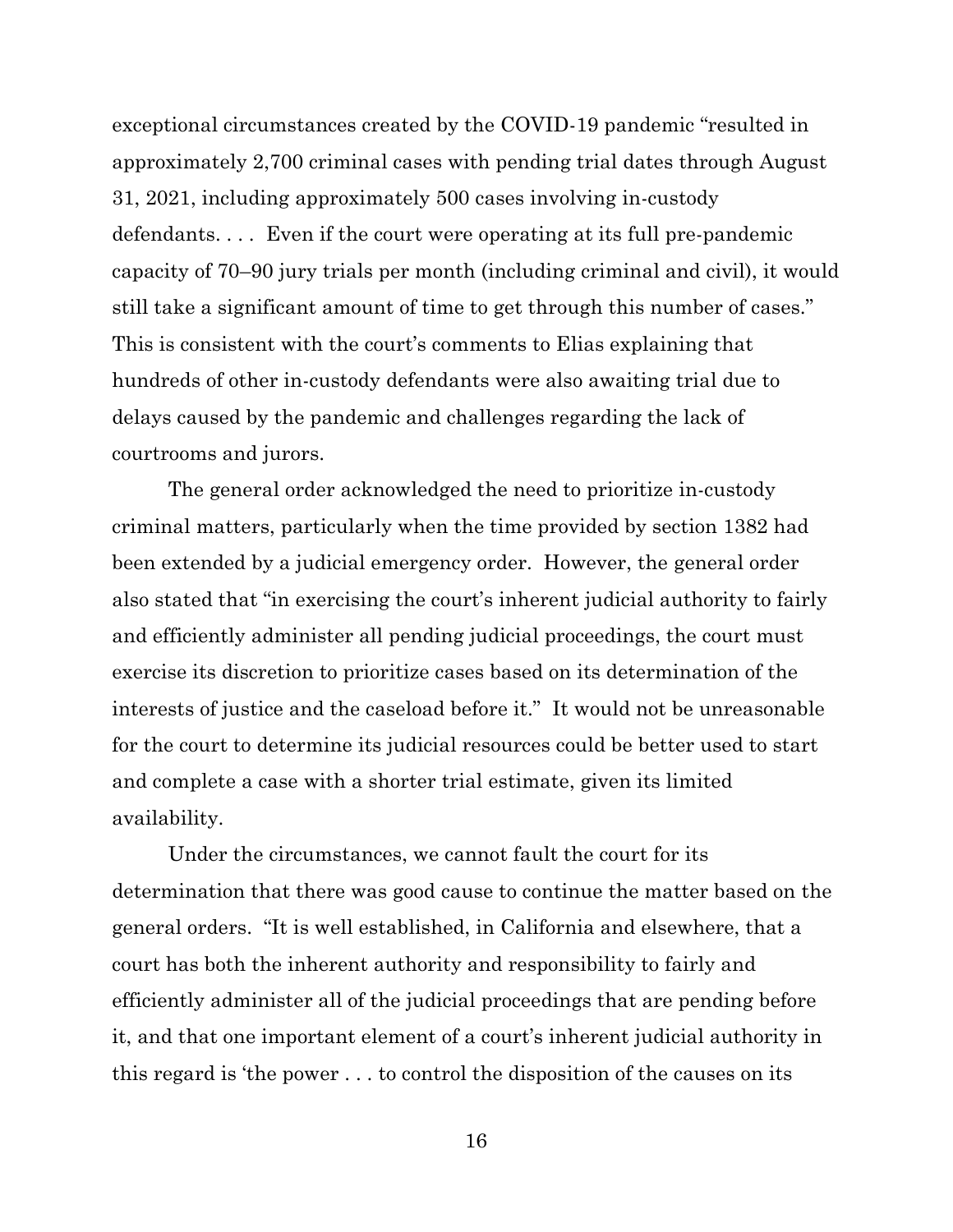exceptional circumstances created by the COVID-19 pandemic "resulted in approximately 2,700 criminal cases with pending trial dates through August 31, 2021, including approximately 500 cases involving in-custody defendants. . . . Even if the court were operating at its full pre-pandemic capacity of 70–90 jury trials per month (including criminal and civil), it would still take a significant amount of time to get through this number of cases." This is consistent with the court's comments to Elias explaining that hundreds of other in-custody defendants were also awaiting trial due to delays caused by the pandemic and challenges regarding the lack of courtrooms and jurors.

The general order acknowledged the need to prioritize in-custody criminal matters, particularly when the time provided by section 1382 had been extended by a judicial emergency order. However, the general order also stated that "in exercising the court's inherent judicial authority to fairly and efficiently administer all pending judicial proceedings, the court must exercise its discretion to prioritize cases based on its determination of the interests of justice and the caseload before it." It would not be unreasonable for the court to determine its judicial resources could be better used to start and complete a case with a shorter trial estimate, given its limited availability.

Under the circumstances, we cannot fault the court for its determination that there was good cause to continue the matter based on the general orders. "It is well established, in California and elsewhere, that a court has both the inherent authority and responsibility to fairly and efficiently administer all of the judicial proceedings that are pending before it, and that one important element of a court's inherent judicial authority in this regard is 'the power . . . to control the disposition of the causes on its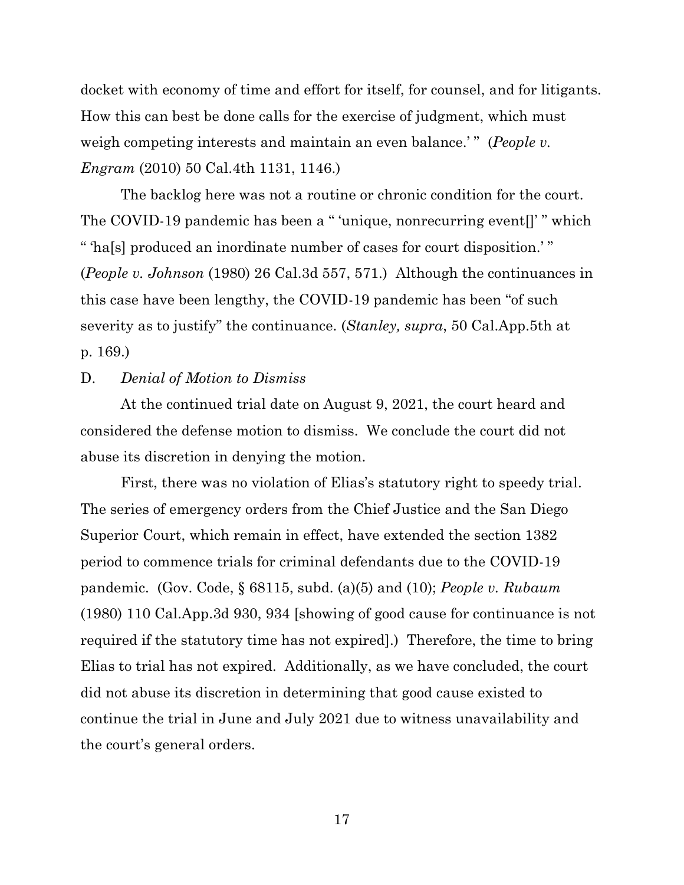docket with economy of time and effort for itself, for counsel, and for litigants. How this can best be done calls for the exercise of judgment, which must weigh competing interests and maintain an even balance.' " (*People v. Engram* (2010) 50 Cal.4th 1131, 1146.)

The backlog here was not a routine or chronic condition for the court. The COVID-19 pandemic has been a " 'unique, nonrecurring event[]' " which " 'ha[s] produced an inordinate number of cases for court disposition.' " (*People v. Johnson* (1980) 26 Cal.3d 557, 571.) Although the continuances in this case have been lengthy, the COVID-19 pandemic has been "of such severity as to justify" the continuance. (*Stanley, supra*, 50 Cal.App.5th at p. 169.)

D. *Denial of Motion to Dismiss*

At the continued trial date on August 9, 2021, the court heard and considered the defense motion to dismiss. We conclude the court did not abuse its discretion in denying the motion.

First, there was no violation of Elias's statutory right to speedy trial. The series of emergency orders from the Chief Justice and the San Diego Superior Court, which remain in effect, have extended the section 1382 period to commence trials for criminal defendants due to the COVID-19 pandemic. (Gov. Code, § 68115, subd. (a)(5) and (10); *People v. Rubaum* (1980) 110 Cal.App.3d 930, 934 [showing of good cause for continuance is not required if the statutory time has not expired].) Therefore, the time to bring Elias to trial has not expired. Additionally, as we have concluded, the court did not abuse its discretion in determining that good cause existed to continue the trial in June and July 2021 due to witness unavailability and the court's general orders.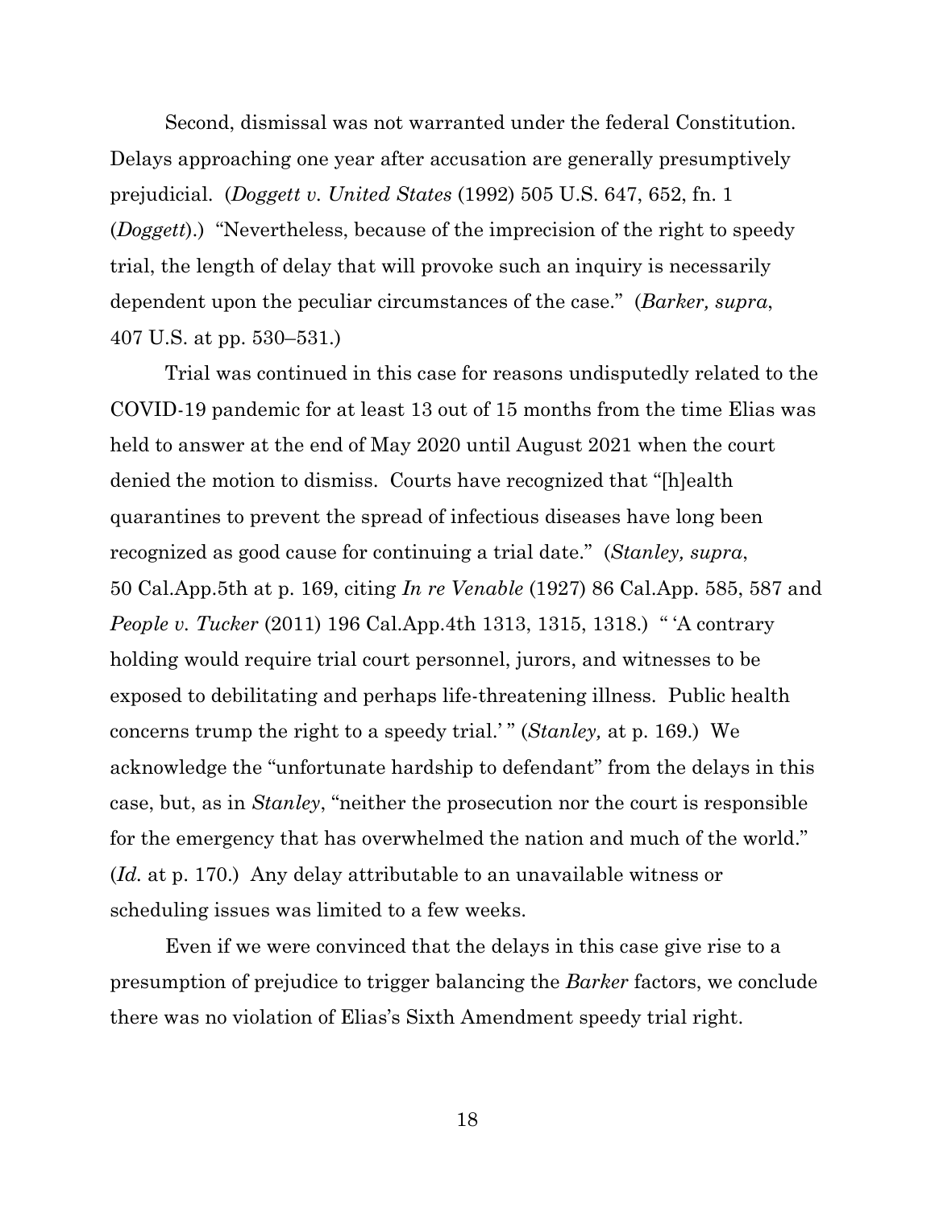Second, dismissal was not warranted under the federal Constitution. Delays approaching one year after accusation are generally presumptively prejudicial. (*Doggett v. United States* (1992) 505 U.S. 647, 652, fn. 1 (*Doggett*).) "Nevertheless, because of the imprecision of the right to speedy trial, the length of delay that will provoke such an inquiry is necessarily dependent upon the peculiar circumstances of the case." (*Barker, supra*, 407 U.S. at pp. 530–531.)

Trial was continued in this case for reasons undisputedly related to the COVID-19 pandemic for at least 13 out of 15 months from the time Elias was held to answer at the end of May 2020 until August 2021 when the court denied the motion to dismiss. Courts have recognized that "[h]ealth quarantines to prevent the spread of infectious diseases have long been recognized as good cause for continuing a trial date." (*Stanley, supra*, 50 Cal.App.5th at p. 169, citing *In re Venable* (1927) 86 Cal.App. 585, 587 and *People v. Tucker* (2011) 196 Cal.App.4th 1313, 1315, 1318.) " 'A contrary holding would require trial court personnel, jurors, and witnesses to be exposed to debilitating and perhaps life-threatening illness. Public health concerns trump the right to a speedy trial.' " (*Stanley,* at p. 169.) We acknowledge the "unfortunate hardship to defendant" from the delays in this case, but, as in *Stanley*, "neither the prosecution nor the court is responsible for the emergency that has overwhelmed the nation and much of the world." (*Id.* at p. 170.) Any delay attributable to an unavailable witness or scheduling issues was limited to a few weeks.

Even if we were convinced that the delays in this case give rise to a presumption of prejudice to trigger balancing the *Barker* factors, we conclude there was no violation of Elias's Sixth Amendment speedy trial right.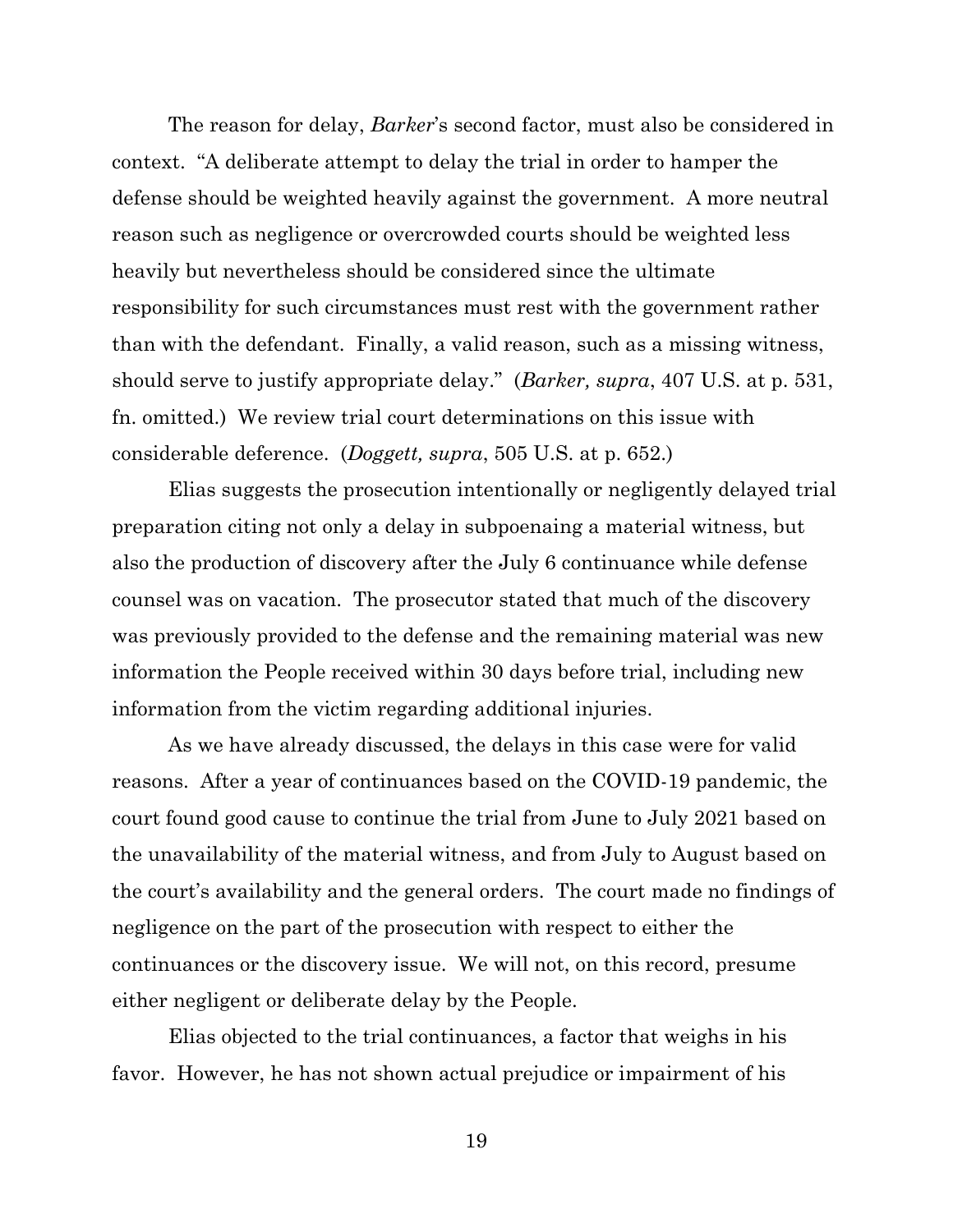The reason for delay, *Barker*'s second factor, must also be considered in context. "A deliberate attempt to delay the trial in order to hamper the defense should be weighted heavily against the government. A more neutral reason such as negligence or overcrowded courts should be weighted less heavily but nevertheless should be considered since the ultimate responsibility for such circumstances must rest with the government rather than with the defendant. Finally, a valid reason, such as a missing witness, should serve to justify appropriate delay." (*Barker, supra*, 407 U.S. at p. 531, fn. omitted.) We review trial court determinations on this issue with considerable deference. (*Doggett, supra*, 505 U.S. at p. 652.)

Elias suggests the prosecution intentionally or negligently delayed trial preparation citing not only a delay in subpoenaing a material witness, but also the production of discovery after the July 6 continuance while defense counsel was on vacation. The prosecutor stated that much of the discovery was previously provided to the defense and the remaining material was new information the People received within 30 days before trial, including new information from the victim regarding additional injuries.

As we have already discussed, the delays in this case were for valid reasons. After a year of continuances based on the COVID-19 pandemic, the court found good cause to continue the trial from June to July 2021 based on the unavailability of the material witness, and from July to August based on the court's availability and the general orders. The court made no findings of negligence on the part of the prosecution with respect to either the continuances or the discovery issue. We will not, on this record, presume either negligent or deliberate delay by the People.

Elias objected to the trial continuances, a factor that weighs in his favor. However, he has not shown actual prejudice or impairment of his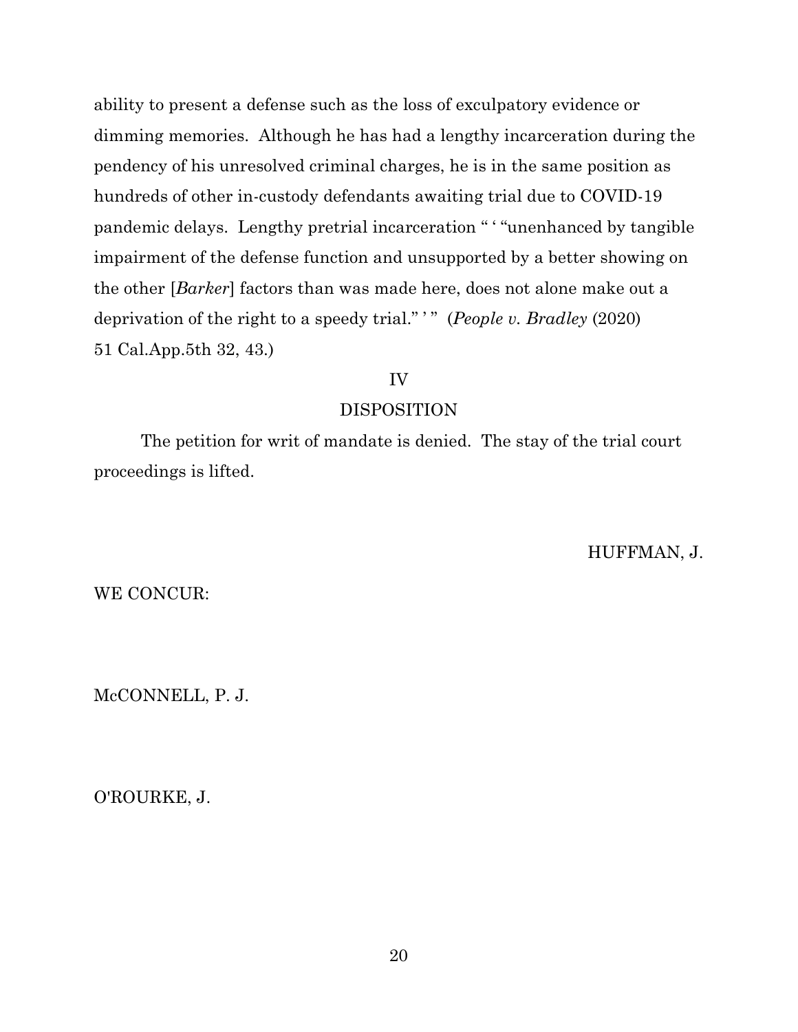ability to present a defense such as the loss of exculpatory evidence or dimming memories. Although he has had a lengthy incarceration during the pendency of his unresolved criminal charges, he is in the same position as hundreds of other in-custody defendants awaiting trial due to COVID-19 pandemic delays. Lengthy pretrial incarceration " ' "unenhanced by tangible impairment of the defense function and unsupported by a better showing on the other [*Barker*] factors than was made here, does not alone make out a deprivation of the right to a speedy trial." ' " (*People v. Bradley* (2020) 51 Cal.App.5th 32, 43.)

## IV

## DISPOSITION

The petition for writ of mandate is denied. The stay of the trial court proceedings is lifted.

HUFFMAN, J.

WE CONCUR:

McCONNELL, P. J.

O'ROURKE, J.